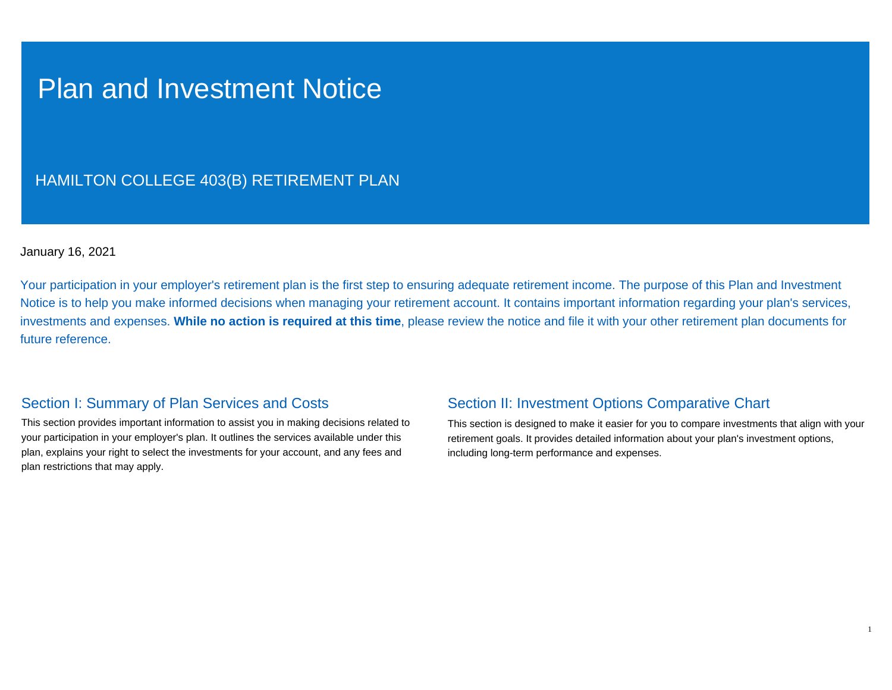# Plan and Investment Notice

## HAMILTON COLLEGE 403(B) RETIREMENT PLAN

January 16, 2021

Your participation in your employer's retirement plan is the first step to ensuring adequate retirement income. The purpose of this Plan and Investment Notice is to help you make informed decisions when managing your retirement account. It contains important information regarding your plan's services, investments and expenses. **While no action is required at this time**, please review the notice and file it with your other retirement plan documents for future reference.

### Section I: Summary of Plan Services and Costs

This section provides important information to assist you in making decisions related to your participation in your employer's plan. It outlines the services available under this plan, explains your right to select the investments for your account, and any fees and plan restrictions that may apply.

### Section II: Investment Options Comparative Chart

This section is designed to make it easier for you to compare investments that align with your retirement goals. It provides detailed information about your plan's investment options, including long-term performance and expenses.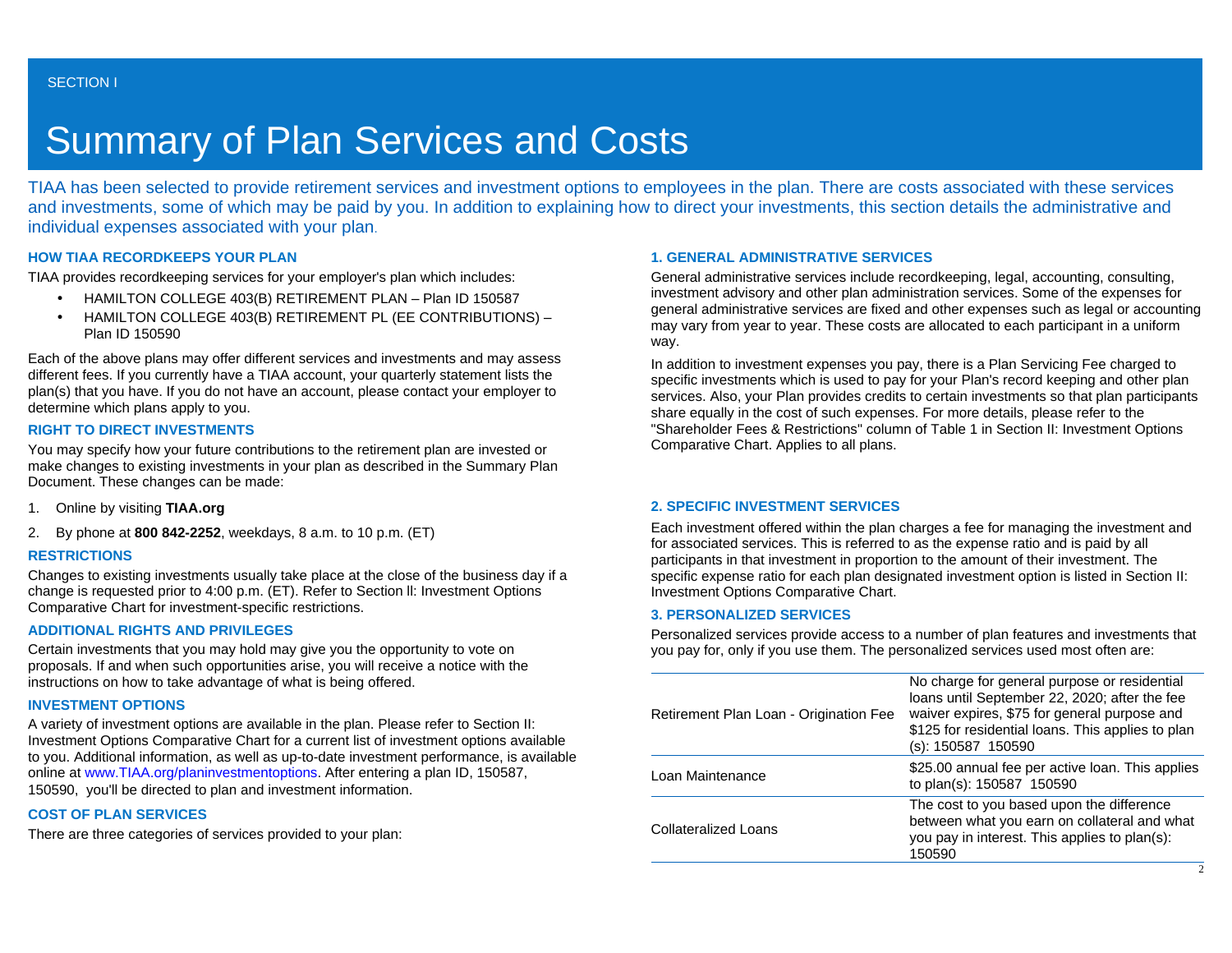SECTION I

# Summary of Plan Services and Costs

TIAA has been selected to provide retirement services and investment options to employees in the plan. There are costs associated with these services and investments, some of which may be paid by you. In addition to explaining how to direct your investments, this section details the administrative and individual expenses associated with your plan.

### HOW TIAA RECORDKEEPS YOUR PLAN

TIAA provides recordkeeping services for your employer's plan which includes:

- HAMILTON COLLEGE 403(B) RETIREMENT PLAN – Plan ID 150587
- HAMILTON COLLEGE 403(B) RETIREMENT PL (EE CONTRIBUTIONS) – Plan ID 150590

Each of the above plans may offer different services and investments and may assess different fees. If you currently have a TIAA account, your quarterly statement lists the plan(s) that you have. If you do not have an account, please contact your employer to determine which plans apply to you.

### RIGHT TO DIRECT INVESTMENTS

You may specify how your future contributions to the retirement plan are invested or make changes to existing investments in your plan as described in the Summary Plan Document. These changes can be made:

1. Online by visiting **TIAA.org**
2. By phone at **800 842-2252**, weekdays, 8 a.m. to 10 p.m. (ET)

### RESTRICTIONS

Changes to existing investments usually take place at the close of the business day if a change is requested prior to 4:00 p.m. (ET). Refer to Section ll: Investment Options Comparative Chart for investment-specific restrictions.

### ADDITIONAL RIGHTS AND PRIVILEGES

Certain investments that you may hold may give you the opportunity to vote on proposals. If and when such opportunities arise, you will receive a notice with the instructions on how to take advantage of what is being offered.

### INVESTMENT OPTIONS

A variety of investment options are available in the plan. Please refer to Section II: Investment Options Comparative Chart for a current list of investment options available to you. Additional information, as well as up-to-date investment performance, is available online at www.TIAA.org/planinvestmentoptions. After entering a plan ID, 150587, 150590, you'll be directed to plan and investment information.

### COST OF PLAN SERVICES

There are three categories of services provided to your plan:

### 1. GENERAL ADMINISTRATIVE SERVICES

General administrative services include recordkeeping, legal, accounting, consulting, investment advisory and other plan administration services. Some of the expenses for general administrative services are fixed and other expenses such as legal or accounting may vary from year to year. These costs are allocated to each participant in a uniform way.

In addition to investment expenses you pay, there is a Plan Servicing Fee charged to specific investments which is used to pay for your Plan's record keeping and other plan services. Also, your Plan provides credits to certain investments so that plan participants share equally in the cost of such expenses. For more details, please refer to the "Shareholder Fees & Restrictions" column of Table 1 in Section II: Investment Options Comparative Chart. Applies to all plans.

### 2. SPECIFIC INVESTMENT SERVICES

Each investment offered within the plan charges a fee for managing the investment and for associated services. This is referred to as the expense ratio and is paid by all participants in that investment in proportion to the amount of their investment. The specific expense ratio for each plan designated investment option is listed in Section II: Investment Options Comparative Chart.

### 3. PERSONALIZED SERVICES

Personalized services provide access to a number of plan features and investments that you pay for, only if you use them. The personalized services used most often are:

| | |
|---|---|
| Retirement Plan Loan - Origination Fee | No charge for general purpose or residential loans until September 22, 2020; after the fee waiver expires, $75 for general purpose and $125 for residential loans. This applies to plan (s): 150587 150590 |
| Loan Maintenance | $25.00 annual fee per active loan. This applies to plan(s): 150587 150590 |
| Collateralized Loans | The cost to you based upon the difference between what you earn on collateral and what you pay in interest. This applies to plan(s): 150590 |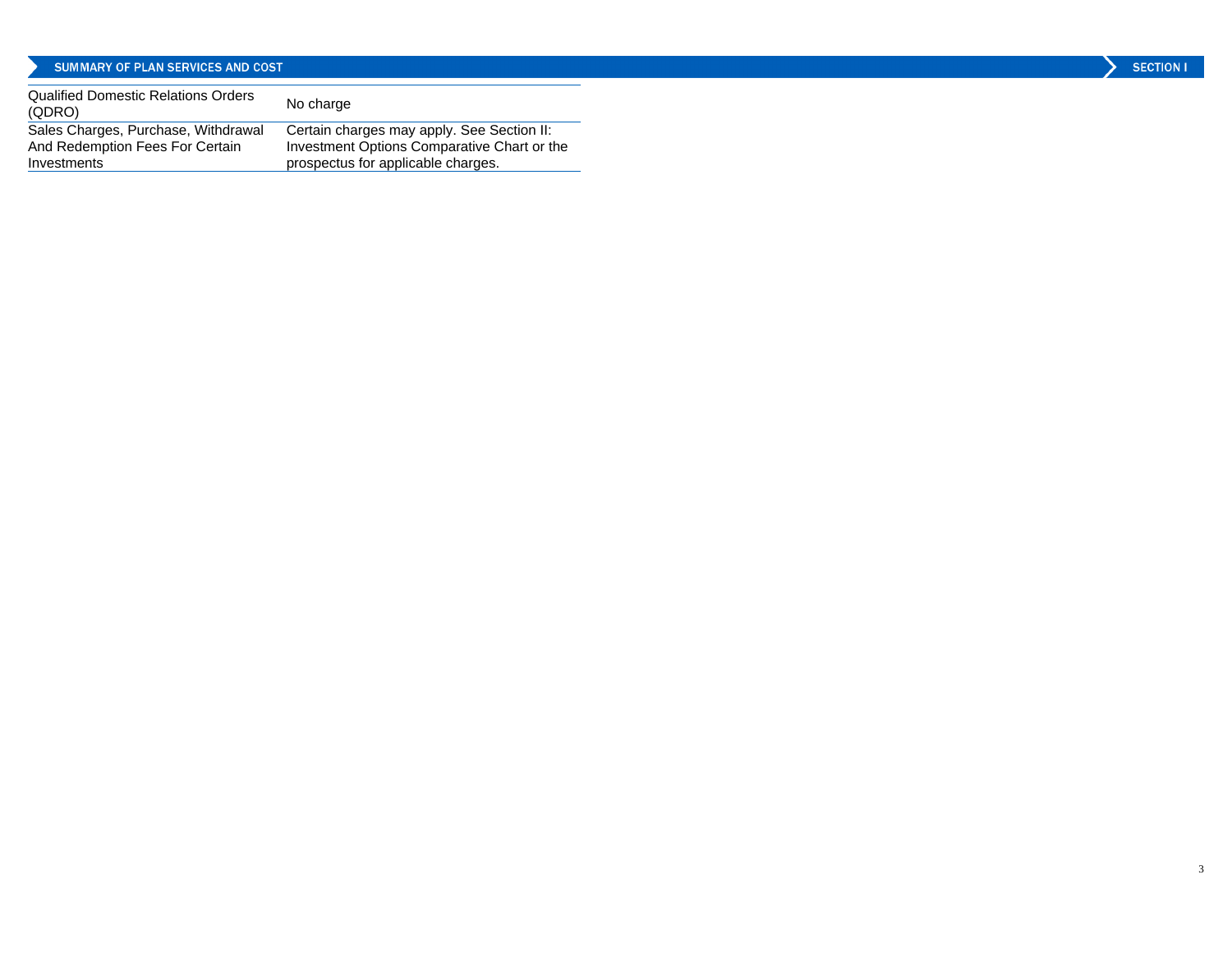| | |
|---|---|
| Qualified Domestic Relations Orders (QDRO) | No charge |
| Sales Charges, Purchase, Withdrawal And Redemption Fees For Certain Investments | Certain charges may apply. See Section II: Investment Options Comparative Chart or the prospectus for applicable charges. |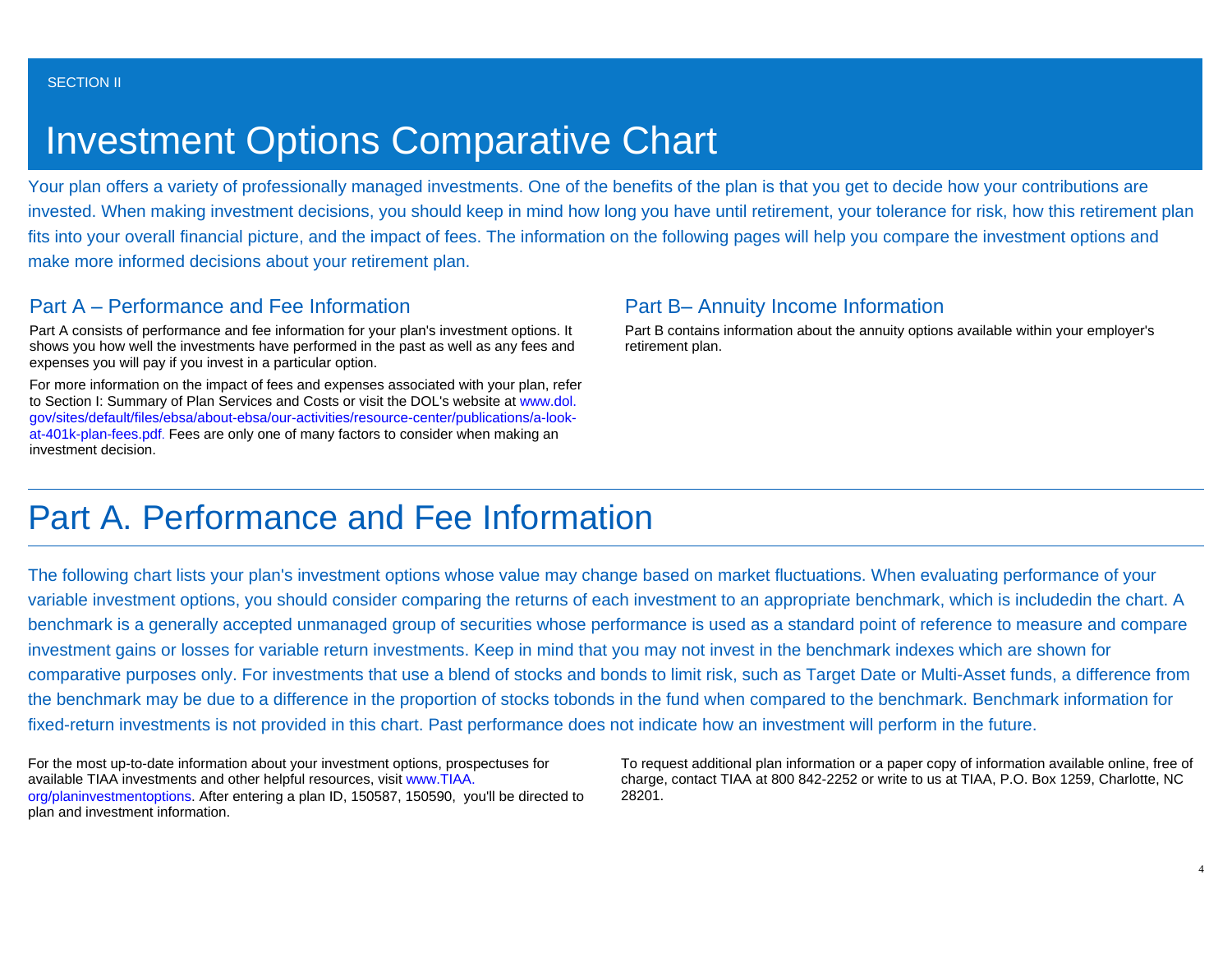SECTION II

# Investment Options Comparative Chart

Your plan offers a variety of professionally managed investments. One of the benefits of the plan is that you get to decide how your contributions are invested. When making investment decisions, you should keep in mind how long you have until retirement, your tolerance for risk, how this retirement plan fits into your overall financial picture, and the impact of fees. The information on the following pages will help you compare the investment options and make more informed decisions about your retirement plan.

### Part A – Performance and Fee Information

Part A consists of performance and fee information for your plan's investment options. It shows you how well the investments have performed in the past as well as any fees and expenses you will pay if you invest in a particular option.

For more information on the impact of fees and expenses associated with your plan, refer to Section I: Summary of Plan Services and Costs or visit the DOL's website at www.dol.gov/sites/default/files/ebsa/about-ebsa/our-activities/resource-center/publications/a-look-at-401k-plan-fees.pdf. Fees are only one of many factors to consider when making an investment decision.

### Part B– Annuity Income Information

Part B contains information about the annuity options available within your employer's retirement plan.

## Part A. Performance and Fee Information

The following chart lists your plan's investment options whose value may change based on market fluctuations. When evaluating performance of your variable investment options, you should consider comparing the returns of each investment to an appropriate benchmark, which is includedin the chart. A benchmark is a generally accepted unmanaged group of securities whose performance is used as a standard point of reference to measure and compare investment gains or losses for variable return investments. Keep in mind that you may not invest in the benchmark indexes which are shown for comparative purposes only. For investments that use a blend of stocks and bonds to limit risk, such as Target Date or Multi-Asset funds, a difference from the benchmark may be due to a difference in the proportion of stocks tobonds in the fund when compared to the benchmark. Benchmark information for fixed-return investments is not provided in this chart. Past performance does not indicate how an investment will perform in the future.

For the most up-to-date information about your investment options, prospectuses for available TIAA investments and other helpful resources, visit www.TIAA.org/planinvestmentoptions. After entering a plan ID, 150587, 150590, you'll be directed to plan and investment information.

To request additional plan information or a paper copy of information available online, free of charge, contact TIAA at 800 842-2252 or write to us at TIAA, P.O. Box 1259, Charlotte, NC 28201.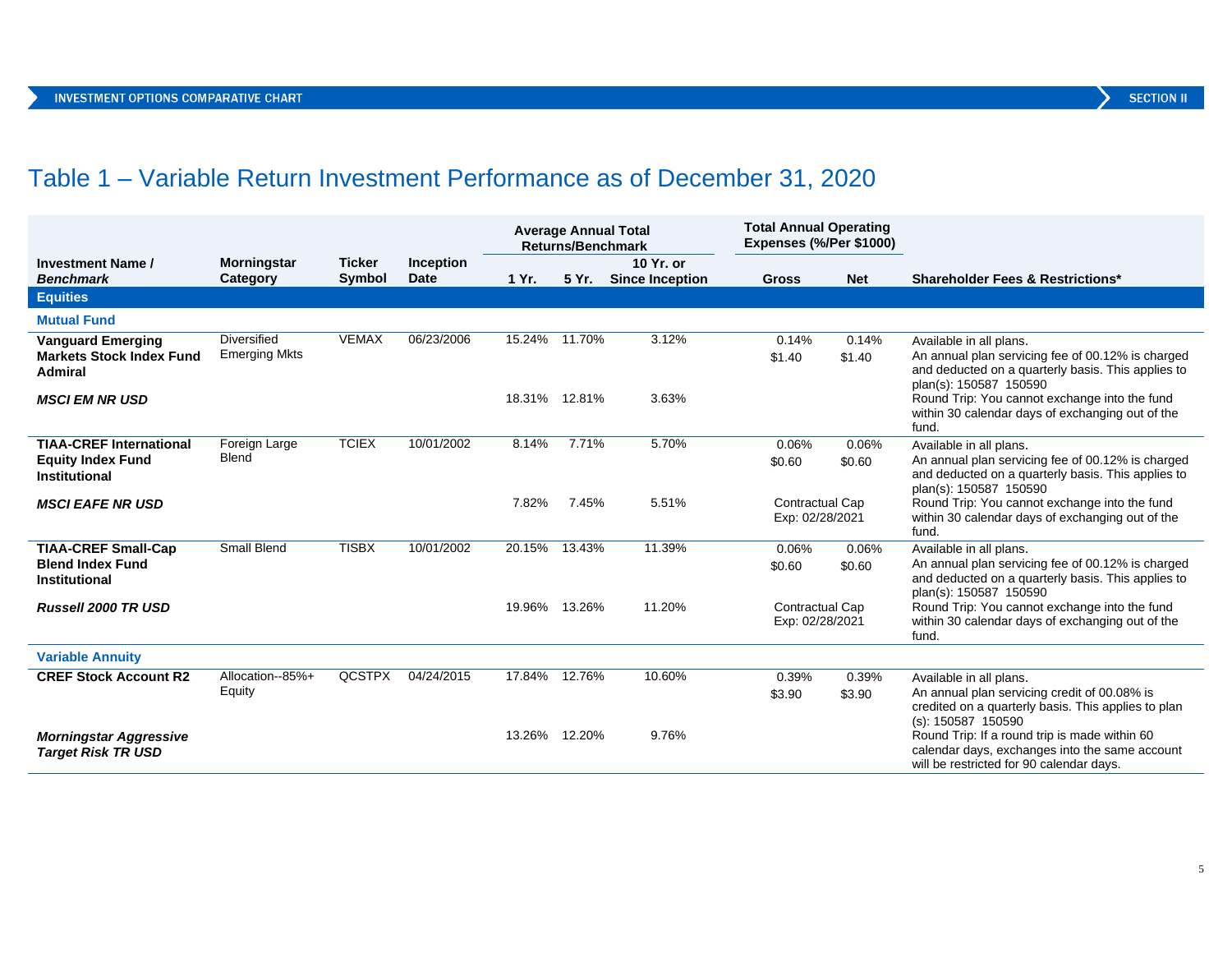# Table 1 – Variable Return Investment Performance as of December 31, 2020

| Investment Name / *Benchmark* | Morningstar Category | Ticker Symbol | Inception Date | Average Annual Total Returns/Benchmark 1 Yr. | 5 Yr. | 10 Yr. or Since Inception | Total Annual Operating Expenses (%/Per $1000) Gross | Net | Shareholder Fees & Restrictions* |
|---|---|---|---|---|---|---|---|---|---|
| **Equities** | | | | | | | | | |
| **Mutual Fund** | | | | | | | | | |
| **Vanguard Emerging Markets Stock Index Fund Admiral** | Diversified Emerging Mkts | VEMAX | 06/23/2006 | 15.24% | 11.70% | 3.12% | 0.14% $1.40 | 0.14% $1.40 | Available in all plans. An annual plan servicing fee of 00.12% is charged and deducted on a quarterly basis. This applies to plan(s): 150587 150590 |
| ***MSCI EM NR USD*** | | | | 18.31% | 12.81% | 3.63% | | | Round Trip: You cannot exchange into the fund within 30 calendar days of exchanging out of the fund. |
| **TIAA-CREF International Equity Index Fund Institutional** | Foreign Large Blend | TCIEX | 10/01/2002 | 8.14% | 7.71% | 5.70% | 0.06% $0.60 | 0.06% $0.60 | Available in all plans. An annual plan servicing fee of 00.12% is charged and deducted on a quarterly basis. This applies to plan(s): 150587 150590 |
| ***MSCI EAFE NR USD*** | | | | 7.82% | 7.45% | 5.51% | Contractual Cap Exp: 02/28/2021 | | Round Trip: You cannot exchange into the fund within 30 calendar days of exchanging out of the fund. |
| **TIAA-CREF Small-Cap Blend Index Fund Institutional** | Small Blend | TISBX | 10/01/2002 | 20.15% | 13.43% | 11.39% | 0.06% $0.60 | 0.06% $0.60 | Available in all plans. An annual plan servicing fee of 00.12% is charged and deducted on a quarterly basis. This applies to plan(s): 150587 150590 |
| ***Russell 2000 TR USD*** | | | | 19.96% | 13.26% | 11.20% | Contractual Cap Exp: 02/28/2021 | | Round Trip: You cannot exchange into the fund within 30 calendar days of exchanging out of the fund. |
| **Variable Annuity** | | | | | | | | | |
| **CREF Stock Account R2** | Allocation--85%+ Equity | QCSTPX | 04/24/2015 | 17.84% | 12.76% | 10.60% | 0.39% $3.90 | 0.39% $3.90 | Available in all plans. An annual plan servicing credit of 00.08% is credited on a quarterly basis. This applies to plan (s): 150587 150590 |
| ***Morningstar Aggressive Target Risk TR USD*** | | | | 13.26% | 12.20% | 9.76% | | | Round Trip: If a round trip is made within 60 calendar days, exchanges into the same account will be restricted for 90 calendar days. |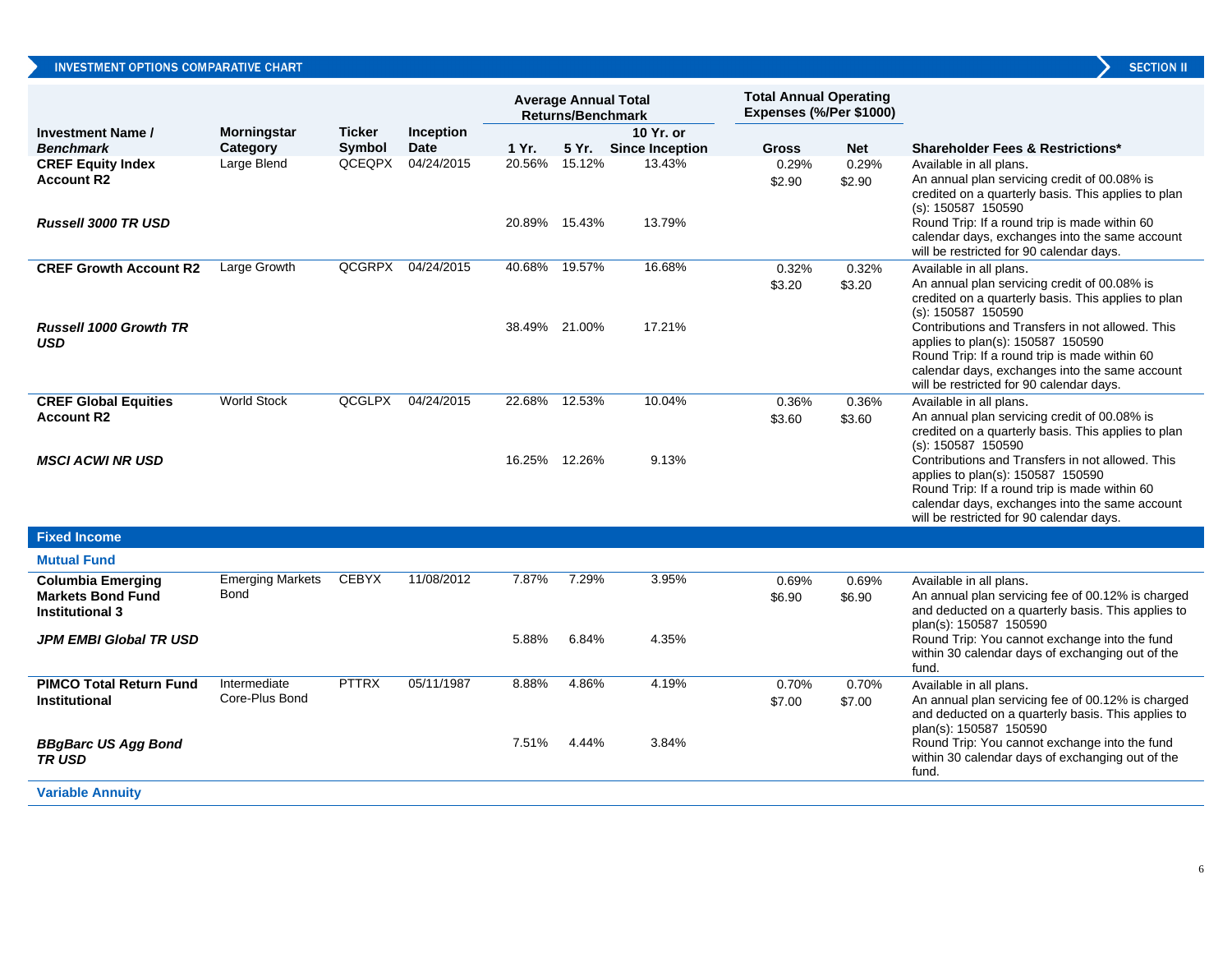## INVESTMENT OPTIONS COMPARATIVE CHART

| Investment Name / *Benchmark* | Morningstar Category | Ticker Symbol | Inception Date | Average Annual Total Returns/Benchmark 1 Yr. | 5 Yr. | 10 Yr. or Since Inception | Total Annual Operating Expenses (%/Per $1000) Gross | Net | Shareholder Fees & Restrictions* |
|---|---|---|---|---|---|---|---|---|---|
| **CREF Equity Index Account R2** | Large Blend | QCEQPX | 04/24/2015 | 20.56% | 15.12% | 13.43% | 0.29% $2.90 | 0.29% $2.90 | Available in all plans. An annual plan servicing credit of 00.08% is credited on a quarterly basis. This applies to plan (s): 150587 150590 Round Trip: If a round trip is made within 60 calendar days, exchanges into the same account will be restricted for 90 calendar days. |
| ***Russell 3000 TR USD*** | | | | 20.89% | 15.43% | 13.79% | | | |
| **CREF Growth Account R2** | Large Growth | QCGRPX | 04/24/2015 | 40.68% | 19.57% | 16.68% | 0.32% $3.20 | 0.32% $3.20 | Available in all plans. An annual plan servicing credit of 00.08% is credited on a quarterly basis. This applies to plan (s): 150587 150590 Contributions and Transfers in not allowed. This applies to plan(s): 150587 150590 Round Trip: If a round trip is made within 60 calendar days, exchanges into the same account will be restricted for 90 calendar days. |
| ***Russell 1000 Growth TR USD*** | | | | 38.49% | 21.00% | 17.21% | | | |
| **CREF Global Equities Account R2** | World Stock | QCGLPX | 04/24/2015 | 22.68% | 12.53% | 10.04% | 0.36% $3.60 | 0.36% $3.60 | Available in all plans. An annual plan servicing credit of 00.08% is credited on a quarterly basis. This applies to plan (s): 150587 150590 Contributions and Transfers in not allowed. This applies to plan(s): 150587 150590 Round Trip: If a round trip is made within 60 calendar days, exchanges into the same account will be restricted for 90 calendar days. |
| ***MSCI ACWI NR USD*** | | | | 16.25% | 12.26% | 9.13% | | | |
| **Fixed Income** | | | | | | | | | |
| **Mutual Fund** | | | | | | | | | |
| **Columbia Emerging Markets Bond Fund Institutional 3** | Emerging Markets Bond | CEBYX | 11/08/2012 | 7.87% | 7.29% | 3.95% | 0.69% $6.90 | 0.69% $6.90 | Available in all plans. An annual plan servicing fee of 00.12% is charged and deducted on a quarterly basis. This applies to plan(s): 150587 150590 Round Trip: You cannot exchange into the fund within 30 calendar days of exchanging out of the fund. |
| ***JPM EMBI Global TR USD*** | | | | 5.88% | 6.84% | 4.35% | | | |
| **PIMCO Total Return Fund Institutional** | Intermediate Core-Plus Bond | PTTRX | 05/11/1987 | 8.88% | 4.86% | 4.19% | 0.70% $7.00 | 0.70% $7.00 | Available in all plans. An annual plan servicing fee of 00.12% is charged and deducted on a quarterly basis. This applies to plan(s): 150587 150590 Round Trip: You cannot exchange into the fund within 30 calendar days of exchanging out of the fund. |
| ***BBgBarc US Agg Bond TR USD*** | | | | 7.51% | 4.44% | 3.84% | | | |
| **Variable Annuity** | | | | | | | | | |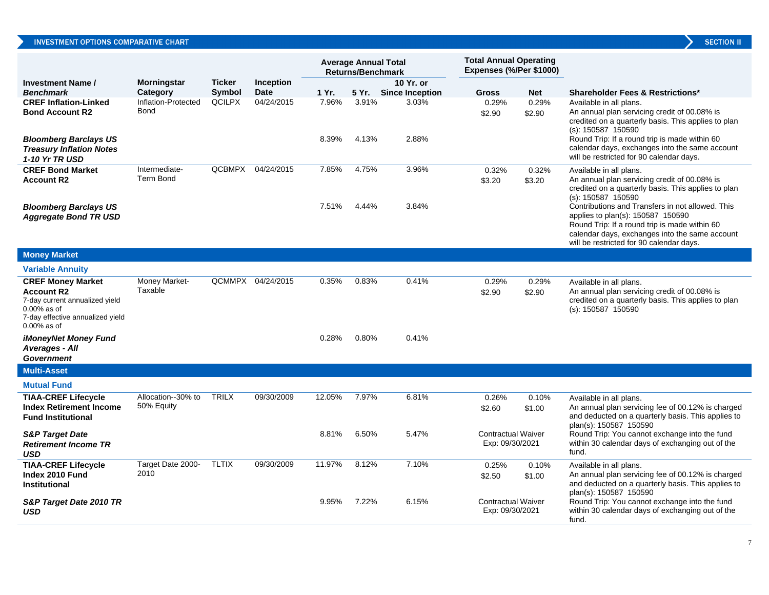INVESTMENT OPTIONS COMPARATIVE CHART — SECTION II

| Investment Name / *Benchmark* | Morningstar Category | Ticker Symbol | Inception Date | Average Annual Total Returns/Benchmark 1 Yr. | 5 Yr. | 10 Yr. or Since Inception | Total Annual Operating Expenses (%/Per $1000) Gross | Net | Shareholder Fees & Restrictions* |
|---|---|---|---|---|---|---|---|---|---|
| **CREF Inflation-Linked Bond Account R2** | Inflation-Protected Bond | QCILPX | 04/24/2015 | 7.96% | 3.91% | 3.03% | 0.29% $2.90 | 0.29% $2.90 | Available in all plans. An annual plan servicing credit of 00.08% is credited on a quarterly basis. This applies to plan (s): 150587 150590 |
| ***Bloomberg Barclays US Treasury Inflation Notes 1-10 Yr TR USD*** | | | | 8.39% | 4.13% | 2.88% | | | Round Trip: If a round trip is made within 60 calendar days, exchanges into the same account will be restricted for 90 calendar days. |
| **CREF Bond Market Account R2** | Intermediate-Term Bond | QCBMPX | 04/24/2015 | 7.85% | 4.75% | 3.96% | 0.32% $3.20 | 0.32% $3.20 | Available in all plans. An annual plan servicing credit of 00.08% is credited on a quarterly basis. This applies to plan (s): 150587 150590 |
| ***Bloomberg Barclays US Aggregate Bond TR USD*** | | | | 7.51% | 4.44% | 3.84% | | | Contributions and Transfers in not allowed. This applies to plan(s): 150587 150590 Round Trip: If a round trip is made within 60 calendar days, exchanges into the same account will be restricted for 90 calendar days. |
| **Money Market** | | | | | | | | | |
| **Variable Annuity** | | | | | | | | | |
| **CREF Money Market Account R2** 7-day current annualized yield 0.00% as of 7-day effective annualized yield 0.00% as of | Money Market-Taxable | QCMMPX | 04/24/2015 | 0.35% | 0.83% | 0.41% | 0.29% $2.90 | 0.29% $2.90 | Available in all plans. An annual plan servicing credit of 00.08% is credited on a quarterly basis. This applies to plan (s): 150587 150590 |
| ***iMoneyNet Money Fund Averages - All Government*** | | | | 0.28% | 0.80% | 0.41% | | | |
| **Multi-Asset** | | | | | | | | | |
| **Mutual Fund** | | | | | | | | | |
| **TIAA-CREF Lifecycle Index Retirement Income Fund Institutional** | Allocation--30% to 50% Equity | TRILX | 09/30/2009 | 12.05% | 7.97% | 6.81% | 0.26% $2.60 | 0.10% $1.00 | Available in all plans. An annual plan servicing fee of 00.12% is charged and deducted on a quarterly basis. This applies to plan(s): 150587 150590 |
| ***S&P Target Date Retirement Income TR USD*** | | | | 8.81% | 6.50% | 5.47% | Contractual Waiver Exp: 09/30/2021 | | Round Trip: You cannot exchange into the fund within 30 calendar days of exchanging out of the fund. |
| **TIAA-CREF Lifecycle Index 2010 Fund Institutional** | Target Date 2000-2010 | TLTIX | 09/30/2009 | 11.97% | 8.12% | 7.10% | 0.25% $2.50 | 0.10% $1.00 | Available in all plans. An annual plan servicing fee of 00.12% is charged and deducted on a quarterly basis. This applies to plan(s): 150587 150590 |
| ***S&P Target Date 2010 TR USD*** | | | | 9.95% | 7.22% | 6.15% | Contractual Waiver Exp: 09/30/2021 | | Round Trip: You cannot exchange into the fund within 30 calendar days of exchanging out of the fund. |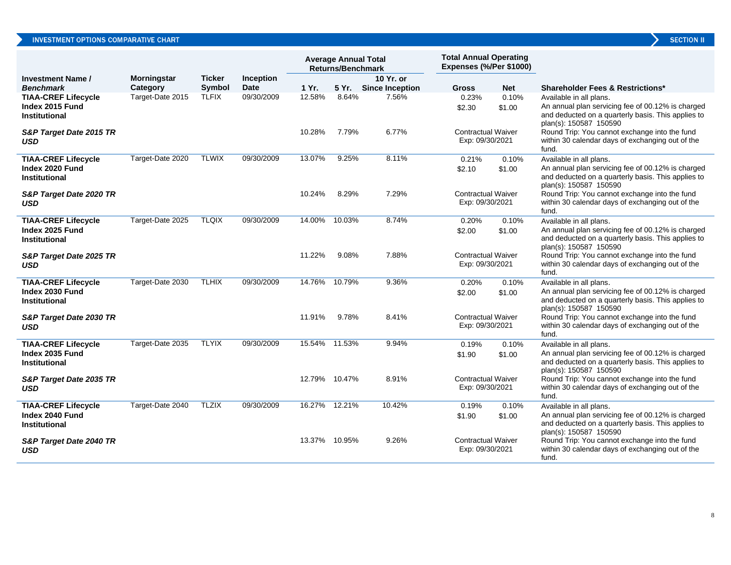## INVESTMENT OPTIONS COMPARATIVE CHART

| Investment Name / *Benchmark* | Morningstar Category | Ticker Symbol | Inception Date | Average Annual Total Returns/Benchmark 1 Yr. | 5 Yr. | 10 Yr. or Since Inception | Total Annual Operating Expenses (%/Per $1000) Gross | Net | Shareholder Fees & Restrictions* |
|---|---|---|---|---|---|---|---|---|---|
| **TIAA-CREF Lifecycle Index 2015 Fund Institutional** | Target-Date 2015 | TLFIX | 09/30/2009 | 12.58% | 8.64% | 7.56% | 0.23% $2.30 | 0.10% $1.00 | Available in all plans. An annual plan servicing fee of 00.12% is charged and deducted on a quarterly basis. This applies to plan(s): 150587 150590 |
| ***S&P Target Date 2015 TR USD*** | | | | 10.28% | 7.79% | 6.77% | Contractual Waiver Exp: 09/30/2021 | | Round Trip: You cannot exchange into the fund within 30 calendar days of exchanging out of the fund. |
| **TIAA-CREF Lifecycle Index 2020 Fund Institutional** | Target-Date 2020 | TLWIX | 09/30/2009 | 13.07% | 9.25% | 8.11% | 0.21% $2.10 | 0.10% $1.00 | Available in all plans. An annual plan servicing fee of 00.12% is charged and deducted on a quarterly basis. This applies to plan(s): 150587 150590 |
| ***S&P Target Date 2020 TR USD*** | | | | 10.24% | 8.29% | 7.29% | Contractual Waiver Exp: 09/30/2021 | | Round Trip: You cannot exchange into the fund within 30 calendar days of exchanging out of the fund. |
| **TIAA-CREF Lifecycle Index 2025 Fund Institutional** | Target-Date 2025 | TLQIX | 09/30/2009 | 14.00% | 10.03% | 8.74% | 0.20% $2.00 | 0.10% $1.00 | Available in all plans. An annual plan servicing fee of 00.12% is charged and deducted on a quarterly basis. This applies to plan(s): 150587 150590 |
| ***S&P Target Date 2025 TR USD*** | | | | 11.22% | 9.08% | 7.88% | Contractual Waiver Exp: 09/30/2021 | | Round Trip: You cannot exchange into the fund within 30 calendar days of exchanging out of the fund. |
| **TIAA-CREF Lifecycle Index 2030 Fund Institutional** | Target-Date 2030 | TLHIX | 09/30/2009 | 14.76% | 10.79% | 9.36% | 0.20% $2.00 | 0.10% $1.00 | Available in all plans. An annual plan servicing fee of 00.12% is charged and deducted on a quarterly basis. This applies to plan(s): 150587 150590 |
| ***S&P Target Date 2030 TR USD*** | | | | 11.91% | 9.78% | 8.41% | Contractual Waiver Exp: 09/30/2021 | | Round Trip: You cannot exchange into the fund within 30 calendar days of exchanging out of the fund. |
| **TIAA-CREF Lifecycle Index 2035 Fund Institutional** | Target-Date 2035 | TLYIX | 09/30/2009 | 15.54% | 11.53% | 9.94% | 0.19% $1.90 | 0.10% $1.00 | Available in all plans. An annual plan servicing fee of 00.12% is charged and deducted on a quarterly basis. This applies to plan(s): 150587 150590 |
| ***S&P Target Date 2035 TR USD*** | | | | 12.79% | 10.47% | 8.91% | Contractual Waiver Exp: 09/30/2021 | | Round Trip: You cannot exchange into the fund within 30 calendar days of exchanging out of the fund. |
| **TIAA-CREF Lifecycle Index 2040 Fund Institutional** | Target-Date 2040 | TLZIX | 09/30/2009 | 16.27% | 12.21% | 10.42% | 0.19% $1.90 | 0.10% $1.00 | Available in all plans. An annual plan servicing fee of 00.12% is charged and deducted on a quarterly basis. This applies to plan(s): 150587 150590 |
| ***S&P Target Date 2040 TR USD*** | | | | 13.37% | 10.95% | 9.26% | Contractual Waiver Exp: 09/30/2021 | | Round Trip: You cannot exchange into the fund within 30 calendar days of exchanging out of the fund. |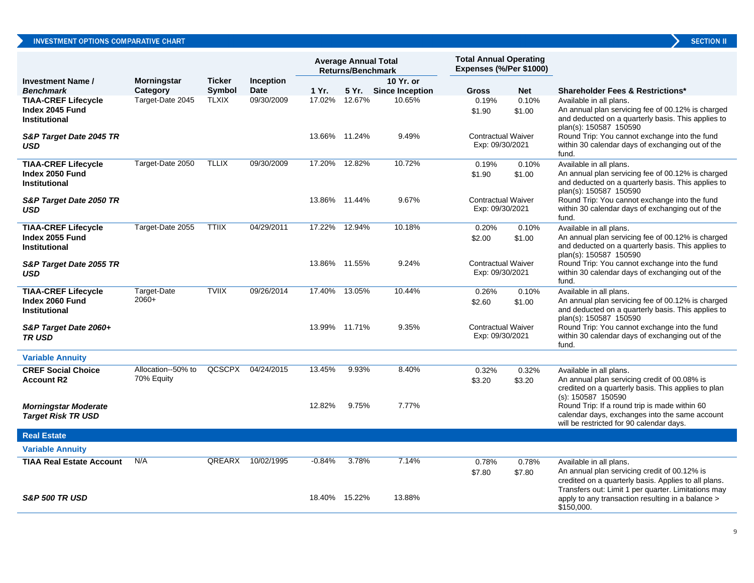## INVESTMENT OPTIONS COMPARATIVE CHART

| Investment Name / *Benchmark* | Morningstar Category | Ticker Symbol | Inception Date | Average Annual Total Returns/Benchmark 1 Yr. | 5 Yr. | 10 Yr. or Since Inception | Total Annual Operating Expenses (%/Per $1000) Gross | Net | Shareholder Fees & Restrictions* |
|---|---|---|---|---|---|---|---|---|---|
| **TIAA-CREF Lifecycle Index 2045 Fund Institutional** | Target-Date 2045 | TLXIX | 09/30/2009 | 17.02% | 12.67% | 10.65% | 0.19% $1.90 | 0.10% $1.00 | Available in all plans. An annual plan servicing fee of 00.12% is charged and deducted on a quarterly basis. This applies to plan(s): 150587 150590 |
| ***S&P Target Date 2045 TR USD*** | | | | 13.66% | 11.24% | 9.49% | Contractual Waiver Exp: 09/30/2021 | | Round Trip: You cannot exchange into the fund within 30 calendar days of exchanging out of the fund. |
| **TIAA-CREF Lifecycle Index 2050 Fund Institutional** | Target-Date 2050 | TLLIX | 09/30/2009 | 17.20% | 12.82% | 10.72% | 0.19% $1.90 | 0.10% $1.00 | Available in all plans. An annual plan servicing fee of 00.12% is charged and deducted on a quarterly basis. This applies to plan(s): 150587 150590 |
| ***S&P Target Date 2050 TR USD*** | | | | 13.86% | 11.44% | 9.67% | Contractual Waiver Exp: 09/30/2021 | | Round Trip: You cannot exchange into the fund within 30 calendar days of exchanging out of the fund. |
| **TIAA-CREF Lifecycle Index 2055 Fund Institutional** | Target-Date 2055 | TTIIX | 04/29/2011 | 17.22% | 12.94% | 10.18% | 0.20% $2.00 | 0.10% $1.00 | Available in all plans. An annual plan servicing fee of 00.12% is charged and deducted on a quarterly basis. This applies to plan(s): 150587 150590 |
| ***S&P Target Date 2055 TR USD*** | | | | 13.86% | 11.55% | 9.24% | Contractual Waiver Exp: 09/30/2021 | | Round Trip: You cannot exchange into the fund within 30 calendar days of exchanging out of the fund. |
| **TIAA-CREF Lifecycle Index 2060 Fund Institutional** | Target-Date 2060+ | TVIIX | 09/26/2014 | 17.40% | 13.05% | 10.44% | 0.26% $2.60 | 0.10% $1.00 | Available in all plans. An annual plan servicing fee of 00.12% is charged and deducted on a quarterly basis. This applies to plan(s): 150587 150590 |
| ***S&P Target Date 2060+ TR USD*** | | | | 13.99% | 11.71% | 9.35% | Contractual Waiver Exp: 09/30/2021 | | Round Trip: You cannot exchange into the fund within 30 calendar days of exchanging out of the fund. |
| **Variable Annuity** | | | | | | | | | |
| **CREF Social Choice Account R2** | Allocation--50% to 70% Equity | QCSCPX | 04/24/2015 | 13.45% | 9.93% | 8.40% | 0.32% $3.20 | 0.32% $3.20 | Available in all plans. An annual plan servicing credit of 00.08% is credited on a quarterly basis. This applies to plan (s): 150587 150590 |
| ***Morningstar Moderate Target Risk TR USD*** | | | | 12.82% | 9.75% | 7.77% | | | Round Trip: If a round trip is made within 60 calendar days, exchanges into the same account will be restricted for 90 calendar days. |
| **Real Estate** | | | | | | | | | |
| **Variable Annuity** | | | | | | | | | |
| **TIAA Real Estate Account** | N/A | QREARX | 10/02/1995 | -0.84% | 3.78% | 7.14% | 0.78% $7.80 | 0.78% $7.80 | Available in all plans. An annual plan servicing credit of 00.12% is credited on a quarterly basis. Applies to all plans. |
| ***S&P 500 TR USD*** | | | | 18.40% | 15.22% | 13.88% | | | Transfers out: Limit 1 per quarter. Limitations may apply to any transaction resulting in a balance > $150,000. |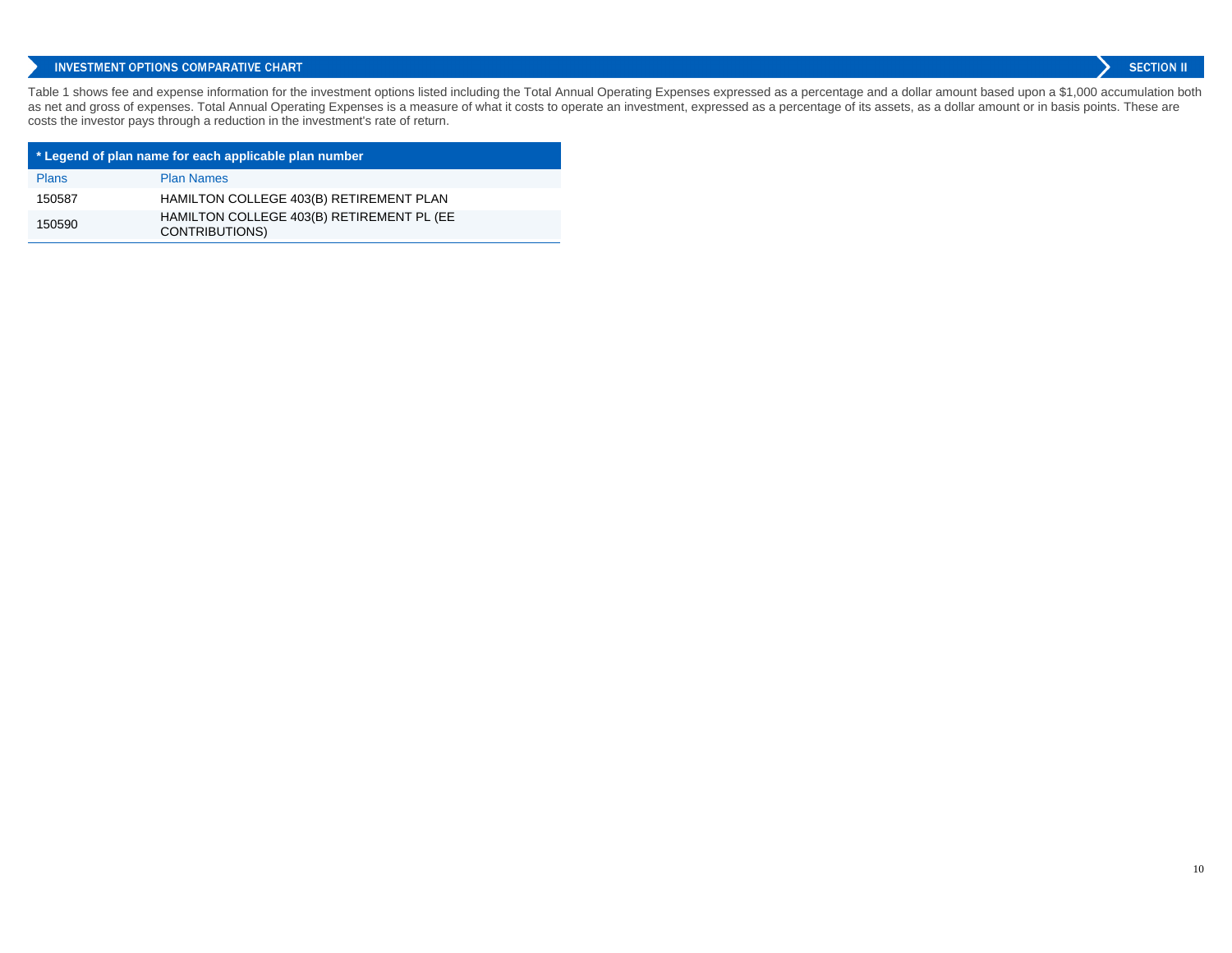## INVESTMENT OPTIONS COMPARATIVE CHART

SECTION II

Table 1 shows fee and expense information for the investment options listed including the Total Annual Operating Expenses expressed as a percentage and a dollar amount based upon a $1,000 accumulation both as net and gross of expenses. Total Annual Operating Expenses is a measure of what it costs to operate an investment, expressed as a percentage of its assets, as a dollar amount or in basis points. These are costs the investor pays through a reduction in the investment's rate of return.

| * Legend of plan name for each applicable plan number | |
|---|---|
| Plans | Plan Names |
| 150587 | HAMILTON COLLEGE 403(B) RETIREMENT PLAN |
| 150590 | HAMILTON COLLEGE 403(B) RETIREMENT PL (EE CONTRIBUTIONS) |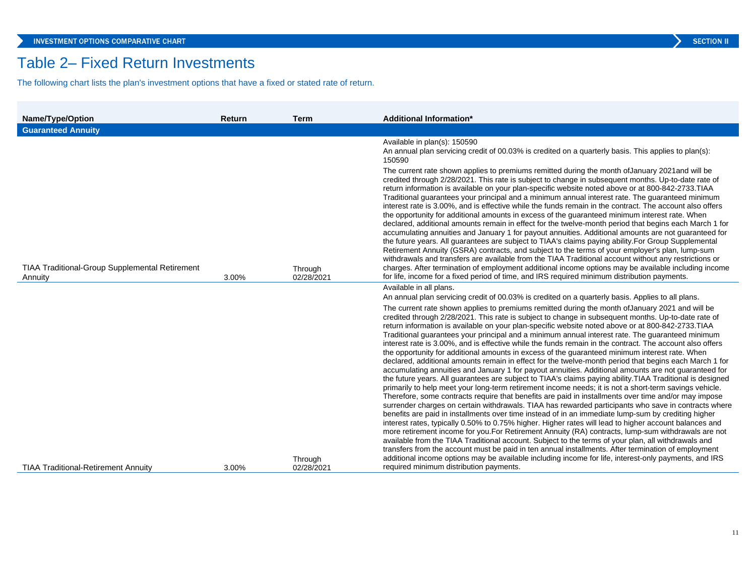# Table 2– Fixed Return Investments

The following chart lists the plan's investment options that have a fixed or stated rate of return.

| Name/Type/Option | Return | Term | Additional Information* |
|---|---|---|---|
| **Guaranteed Annuity** | | | |
| TIAA Traditional-Group Supplemental Retirement Annuity | 3.00% | Through 02/28/2021 | Available in plan(s): 150590<br>An annual plan servicing credit of 00.03% is credited on a quarterly basis. This applies to plan(s): 150590<br>The current rate shown applies to premiums remitted during the month ofJanuary 2021and will be credited through 2/28/2021. This rate is subject to change in subsequent months. Up-to-date rate of return information is available on your plan-specific website noted above or at 800-842-2733.TIAA Traditional guarantees your principal and a minimum annual interest rate. The guaranteed minimum interest rate is 3.00%, and is effective while the funds remain in the contract. The account also offers the opportunity for additional amounts in excess of the guaranteed minimum interest rate. When declared, additional amounts remain in effect for the twelve-month period that begins each March 1 for accumulating annuities and January 1 for payout annuities. Additional amounts are not guaranteed for the future years. All guarantees are subject to TIAA's claims paying ability.For Group Supplemental Retirement Annuity (GSRA) contracts, and subject to the terms of your employer's plan, lump-sum withdrawals and transfers are available from the TIAA Traditional account without any restrictions or charges. After termination of employment additional income options may be available including income for life, income for a fixed period of time, and IRS required minimum distribution payments. |
| TIAA Traditional-Retirement Annuity | 3.00% | Through 02/28/2021 | Available in all plans.<br>An annual plan servicing credit of 00.03% is credited on a quarterly basis. Applies to all plans.<br>The current rate shown applies to premiums remitted during the month ofJanuary 2021 and will be credited through 2/28/2021. This rate is subject to change in subsequent months. Up-to-date rate of return information is available on your plan-specific website noted above or at 800-842-2733.TIAA Traditional guarantees your principal and a minimum annual interest rate. The guaranteed minimum interest rate is 3.00%, and is effective while the funds remain in the contract. The account also offers the opportunity for additional amounts in excess of the guaranteed minimum interest rate. When declared, additional amounts remain in effect for the twelve-month period that begins each March 1 for accumulating annuities and January 1 for payout annuities. Additional amounts are not guaranteed for the future years. All guarantees are subject to TIAA's claims paying ability.TIAA Traditional is designed primarily to help meet your long-term retirement income needs; it is not a short-term savings vehicle. Therefore, some contracts require that benefits are paid in installments over time and/or may impose surrender charges on certain withdrawals. TIAA has rewarded participants who save in contracts where benefits are paid in installments over time instead of in an immediate lump-sum by crediting higher interest rates, typically 0.50% to 0.75% higher. Higher rates will lead to higher account balances and more retirement income for you.For Retirement Annuity (RA) contracts, lump-sum withdrawals are not available from the TIAA Traditional account. Subject to the terms of your plan, all withdrawals and transfers from the account must be paid in ten annual installments. After termination of employment additional income options may be available including income for life, interest-only payments, and IRS required minimum distribution payments. |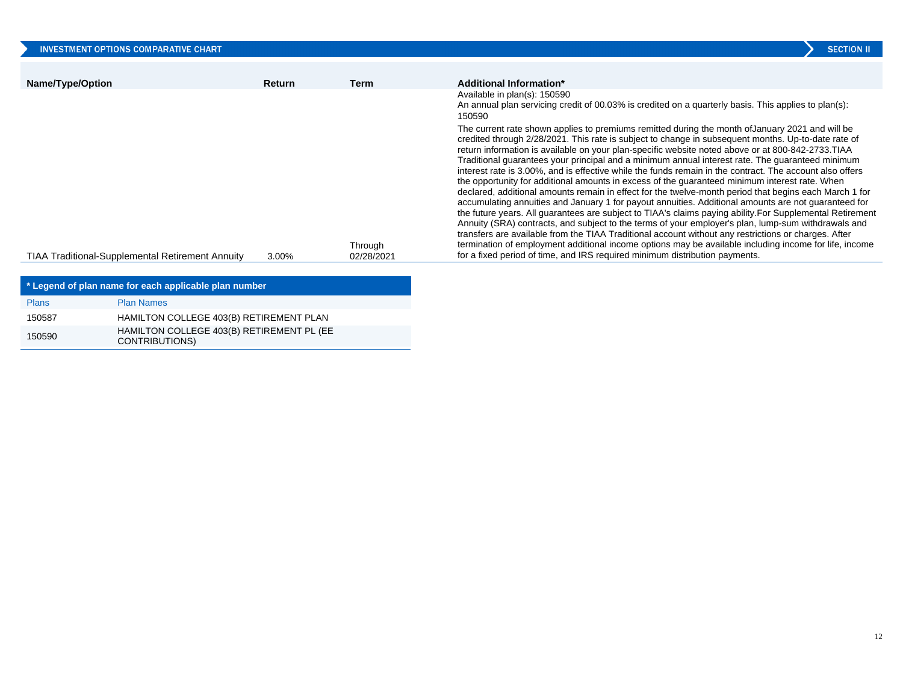## INVESTMENT OPTIONS COMPARATIVE CHART

| Name/Type/Option | Return | Term | Additional Information* |
|---|---|---|---|
| TIAA Traditional-Supplemental Retirement Annuity | 3.00% | Through 02/28/2021 | Available in plan(s): 150590<br>An annual plan servicing credit of 00.03% is credited on a quarterly basis. This applies to plan(s): 150590<br>The current rate shown applies to premiums remitted during the month ofJanuary 2021 and will be credited through 2/28/2021. This rate is subject to change in subsequent months. Up-to-date rate of return information is available on your plan-specific website noted above or at 800-842-2733.TIAA Traditional guarantees your principal and a minimum annual interest rate. The guaranteed minimum interest rate is 3.00%, and is effective while the funds remain in the contract. The account also offers the opportunity for additional amounts in excess of the guaranteed minimum interest rate. When declared, additional amounts remain in effect for the twelve-month period that begins each March 1 for accumulating annuities and January 1 for payout annuities. Additional amounts are not guaranteed for the future years. All guarantees are subject to TIAA's claims paying ability.For Supplemental Retirement Annuity (SRA) contracts, and subject to the terms of your employer's plan, lump-sum withdrawals and transfers are available from the TIAA Traditional account without any restrictions or charges. After termination of employment additional income options may be available including income for life, income for a fixed period of time, and IRS required minimum distribution payments. |

**\* Legend of plan name for each applicable plan number**

| Plans | Plan Names |
|---|---|
| 150587 | HAMILTON COLLEGE 403(B) RETIREMENT PLAN |
| 150590 | HAMILTON COLLEGE 403(B) RETIREMENT PL (EE CONTRIBUTIONS) |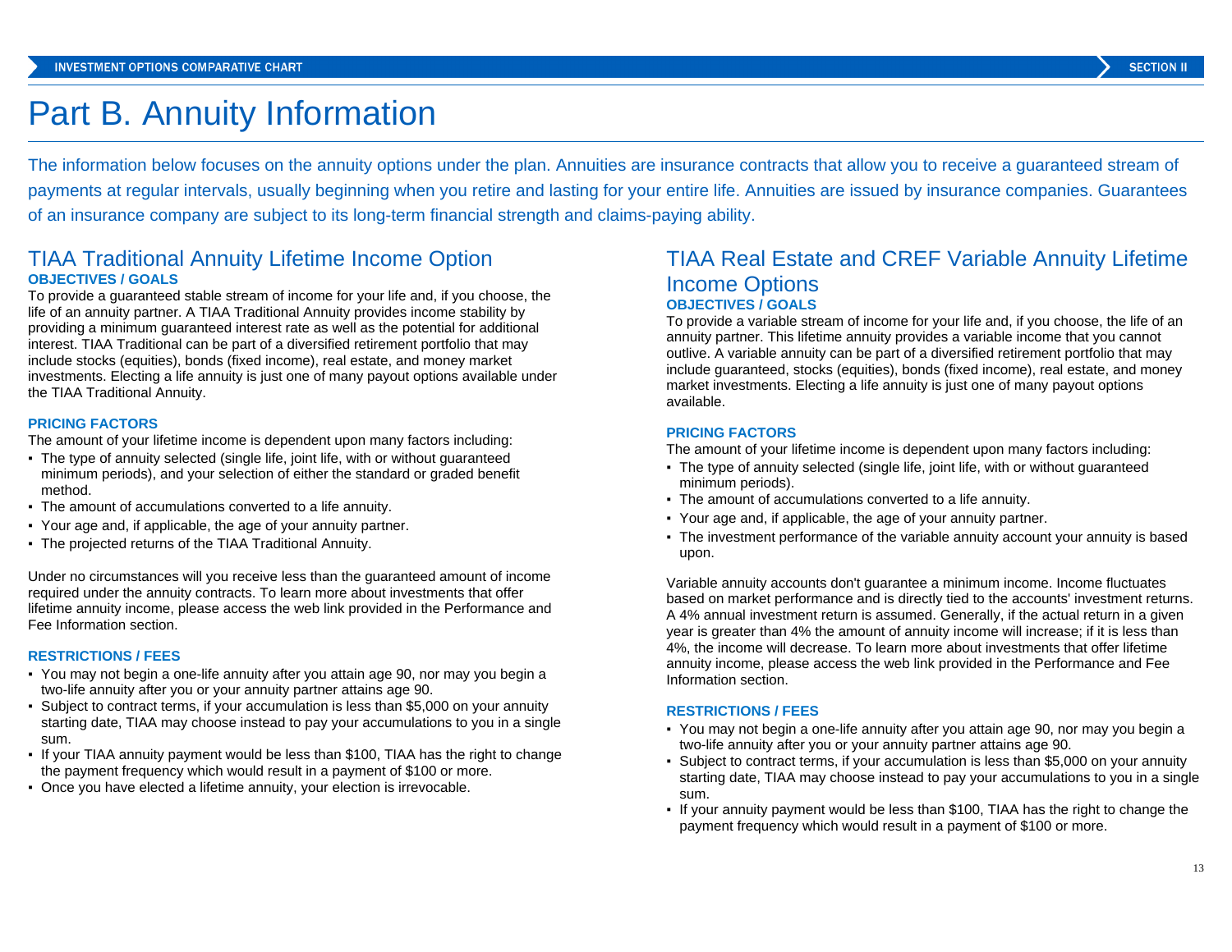# Part B. Annuity Information

The information below focuses on the annuity options under the plan. Annuities are insurance contracts that allow you to receive a guaranteed stream of payments at regular intervals, usually beginning when you retire and lasting for your entire life. Annuities are issued by insurance companies. Guarantees of an insurance company are subject to its long-term financial strength and claims-paying ability.

## TIAA Traditional Annuity Lifetime Income Option

**OBJECTIVES / GOALS**

To provide a guaranteed stable stream of income for your life and, if you choose, the life of an annuity partner. A TIAA Traditional Annuity provides income stability by providing a minimum guaranteed interest rate as well as the potential for additional interest. TIAA Traditional can be part of a diversified retirement portfolio that may include stocks (equities), bonds (fixed income), real estate, and money market investments. Electing a life annuity is just one of many payout options available under the TIAA Traditional Annuity.

**PRICING FACTORS**

The amount of your lifetime income is dependent upon many factors including:

- The type of annuity selected (single life, joint life, with or without guaranteed minimum periods), and your selection of either the standard or graded benefit method.
- The amount of accumulations converted to a life annuity.
- Your age and, if applicable, the age of your annuity partner.
- The projected returns of the TIAA Traditional Annuity.

Under no circumstances will you receive less than the guaranteed amount of income required under the annuity contracts. To learn more about investments that offer lifetime annuity income, please access the web link provided in the Performance and Fee Information section.

**RESTRICTIONS / FEES**

- You may not begin a one-life annuity after you attain age 90, nor may you begin a two-life annuity after you or your annuity partner attains age 90.
- Subject to contract terms, if your accumulation is less than $5,000 on your annuity starting date, TIAA may choose instead to pay your accumulations to you in a single sum.
- If your TIAA annuity payment would be less than $100, TIAA has the right to change the payment frequency which would result in a payment of $100 or more.
- Once you have elected a lifetime annuity, your election is irrevocable.

## TIAA Real Estate and CREF Variable Annuity Lifetime Income Options

**OBJECTIVES / GOALS**

To provide a variable stream of income for your life and, if you choose, the life of an annuity partner. This lifetime annuity provides a variable income that you cannot outlive. A variable annuity can be part of a diversified retirement portfolio that may include guaranteed, stocks (equities), bonds (fixed income), real estate, and money market investments. Electing a life annuity is just one of many payout options available.

**PRICING FACTORS**

The amount of your lifetime income is dependent upon many factors including:

- The type of annuity selected (single life, joint life, with or without guaranteed minimum periods).
- The amount of accumulations converted to a life annuity.
- Your age and, if applicable, the age of your annuity partner.
- The investment performance of the variable annuity account your annuity is based upon.

Variable annuity accounts don't guarantee a minimum income. Income fluctuates based on market performance and is directly tied to the accounts' investment returns. A 4% annual investment return is assumed. Generally, if the actual return in a given year is greater than 4% the amount of annuity income will increase; if it is less than 4%, the income will decrease. To learn more about investments that offer lifetime annuity income, please access the web link provided in the Performance and Fee Information section.

**RESTRICTIONS / FEES**

- You may not begin a one-life annuity after you attain age 90, nor may you begin a two-life annuity after you or your annuity partner attains age 90.
- Subject to contract terms, if your accumulation is less than $5,000 on your annuity starting date, TIAA may choose instead to pay your accumulations to you in a single sum.
- If your annuity payment would be less than $100, TIAA has the right to change the payment frequency which would result in a payment of $100 or more.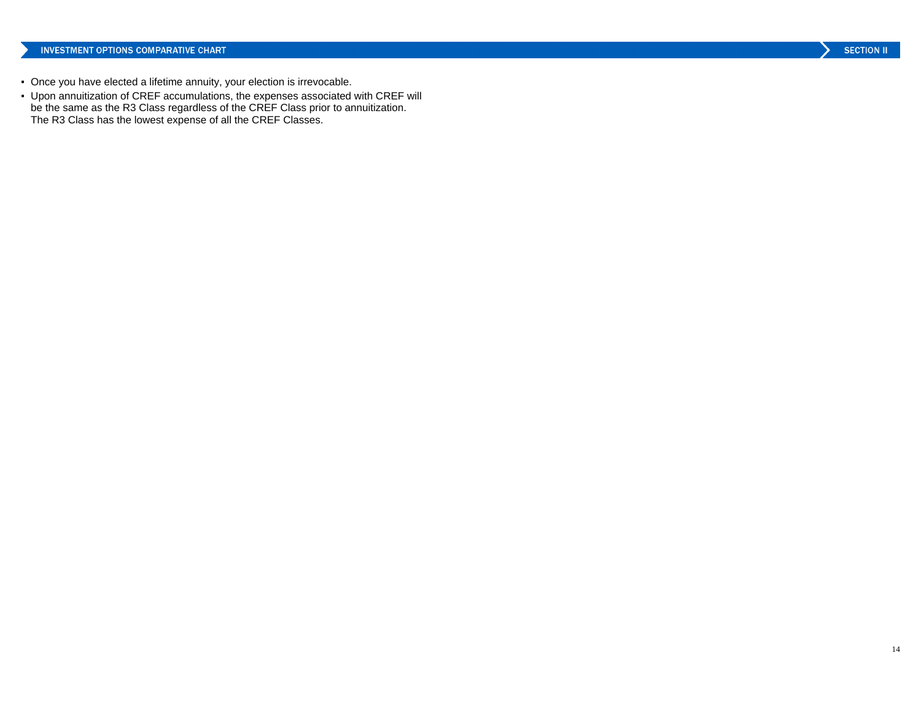- Once you have elected a lifetime annuity, your election is irrevocable.
- Upon annuitization of CREF accumulations, the expenses associated with CREF will be the same as the R3 Class regardless of the CREF Class prior to annuitization. The R3 Class has the lowest expense of all the CREF Classes.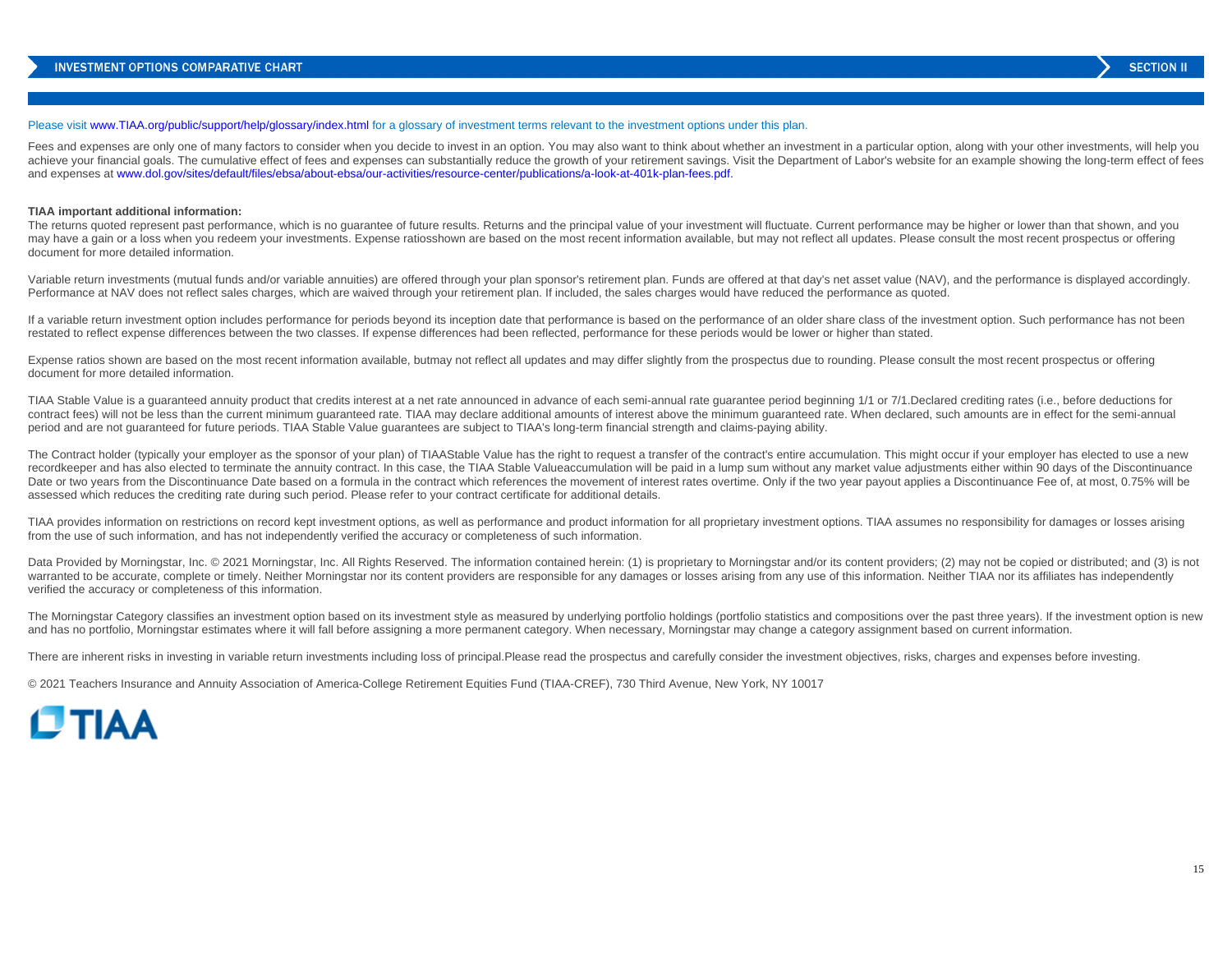INVESTMENT OPTIONS COMPARATIVE CHART

SECTION II

Please visit www.TIAA.org/public/support/help/glossary/index.html for a glossary of investment terms relevant to the investment options under this plan.

Fees and expenses are only one of many factors to consider when you decide to invest in an option. You may also want to think about whether an investment in a particular option, along with your other investments, will help you achieve your financial goals. The cumulative effect of fees and expenses can substantially reduce the growth of your retirement savings. Visit the Department of Labor's website for an example showing the long-term effect of fees and expenses at www.dol.gov/sites/default/files/ebsa/about-ebsa/our-activities/resource-center/publications/a-look-at-401k-plan-fees.pdf.

**TIAA important additional information:**

The returns quoted represent past performance, which is no guarantee of future results. Returns and the principal value of your investment will fluctuate. Current performance may be higher or lower than that shown, and you may have a gain or a loss when you redeem your investments. Expense ratiosshown are based on the most recent information available, but may not reflect all updates. Please consult the most recent prospectus or offering document for more detailed information.

Variable return investments (mutual funds and/or variable annuities) are offered through your plan sponsor's retirement plan. Funds are offered at that day's net asset value (NAV), and the performance is displayed accordingly. Performance at NAV does not reflect sales charges, which are waived through your retirement plan. If included, the sales charges would have reduced the performance as quoted.

If a variable return investment option includes performance for periods beyond its inception date that performance is based on the performance of an older share class of the investment option. Such performance has not been restated to reflect expense differences between the two classes. If expense differences had been reflected, performance for these periods would be lower or higher than stated.

Expense ratios shown are based on the most recent information available, butmay not reflect all updates and may differ slightly from the prospectus due to rounding. Please consult the most recent prospectus or offering document for more detailed information.

TIAA Stable Value is a guaranteed annuity product that credits interest at a net rate announced in advance of each semi-annual rate guarantee period beginning 1/1 or 7/1.Declared crediting rates (i.e., before deductions for contract fees) will not be less than the current minimum guaranteed rate. TIAA may declare additional amounts of interest above the minimum guaranteed rate. When declared, such amounts are in effect for the semi-annual period and are not guaranteed for future periods. TIAA Stable Value guarantees are subject to TIAA's long-term financial strength and claims-paying ability.

The Contract holder (typically your employer as the sponsor of your plan) of TIAAStable Value has the right to request a transfer of the contract's entire accumulation. This might occur if your employer has elected to use a new recordkeeper and has also elected to terminate the annuity contract. In this case, the TIAA Stable Valueaccumulation will be paid in a lump sum without any market value adjustments either within 90 days of the Discontinuance Date or two years from the Discontinuance Date based on a formula in the contract which references the movement of interest rates overtime. Only if the two year payout applies a Discontinuance Fee of, at most, 0.75% will be assessed which reduces the crediting rate during such period. Please refer to your contract certificate for additional details.

TIAA provides information on restrictions on record kept investment options, as well as performance and product information for all proprietary investment options. TIAA assumes no responsibility for damages or losses arising from the use of such information, and has not independently verified the accuracy or completeness of such information.

Data Provided by Morningstar, Inc. © 2021 Morningstar, Inc. All Rights Reserved. The information contained herein: (1) is proprietary to Morningstar and/or its content providers; (2) may not be copied or distributed; and (3) is not warranted to be accurate, complete or timely. Neither Morningstar nor its content providers are responsible for any damages or losses arising from any use of this information. Neither TIAA nor its affiliates has independently verified the accuracy or completeness of this information.

The Morningstar Category classifies an investment option based on its investment style as measured by underlying portfolio holdings (portfolio statistics and compositions over the past three years). If the investment option is new and has no portfolio, Morningstar estimates where it will fall before assigning a more permanent category. When necessary, Morningstar may change a category assignment based on current information.

There are inherent risks in investing in variable return investments including loss of principal.Please read the prospectus and carefully consider the investment objectives, risks, charges and expenses before investing.

© 2021 Teachers Insurance and Annuity Association of America-College Retirement Equities Fund (TIAA-CREF), 730 Third Avenue, New York, NY 10017

TIAA